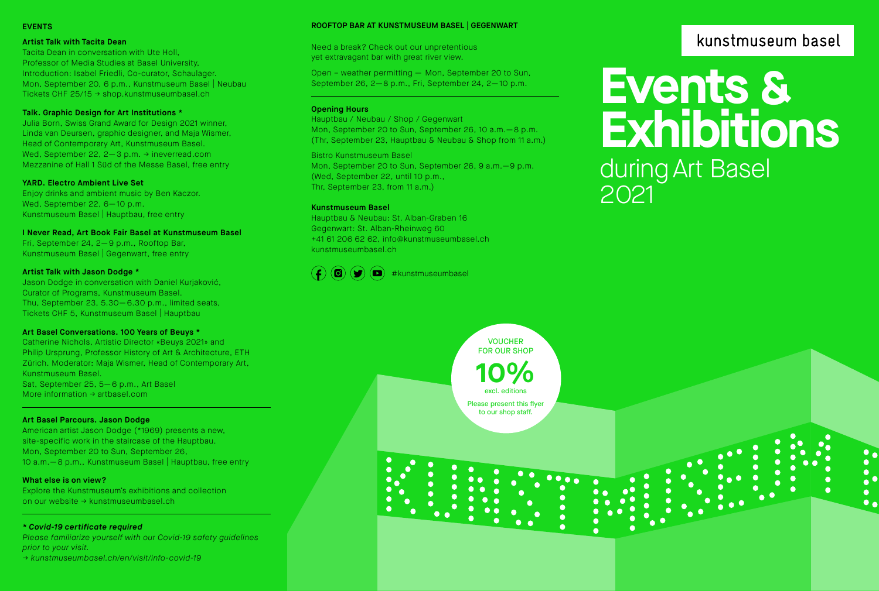## EVENTS

**Artist Talk with Tacita Dean**
Tacita Dean in conversation with Ute Holl, Professor of Media Studies at Basel University, Introduction: Isabel Friedli, Co-curator, Schaulager.
Mon, September 20, 6 p.m., Kunstmuseum Basel | Neubau
Tickets CHF 25/15 → shop.kunstmuseumbasel.ch

**Talk. Graphic Design for Art Institutions ***
Julia Born, Swiss Grand Award for Design 2021 winner, Linda van Deursen, graphic designer, and Maja Wismer, Head of Contemporary Art, Kunstmuseum Basel.
Wed, September 22, 2—3 p.m. → ineverread.com
Mezzanine of Hall 1 Süd of the Messe Basel, free entry

**YARD. Electro Ambient Live Set**
Enjoy drinks and ambient music by Ben Kaczor.
Wed, September 22, 6—10 p.m.
Kunstmuseum Basel | Hauptbau, free entry

**I Never Read, Art Book Fair Basel at Kunstmuseum Basel**
Fri, September 24, 2—9 p.m., Rooftop Bar, Kunstmuseum Basel | Gegenwart, free entry

**Artist Talk with Jason Dodge ***
Jason Dodge in conversation with Daniel Kurjaković, Curator of Programs, Kunstmuseum Basel.
Thu, September 23, 5.30—6.30 p.m., limited seats, Tickets CHF 5, Kunstmuseum Basel | Hauptbau

**Art Basel Conversations. 100 Years of Beuys ***
Catherine Nichols, Artistic Director «Beuys 2021» and Philip Ursprung, Professor History of Art & Architecture, ETH Zürich. Moderator: Maja Wismer, Head of Contemporary Art, Kunstmuseum Basel.
Sat, September 25, 5—6 p.m., Art Basel
More information → artbasel.com

**Art Basel Parcours. Jason Dodge**
American artist Jason Dodge (*1969) presents a new, site-specific work in the staircase of the Hauptbau.
Mon, September 20 to Sun, September 26, 10 a.m.—8 p.m., Kunstmuseum Basel | Hauptbau, free entry

**What else is on view?**
Explore the Kunstmuseum's exhibitions and collection on our website → kunstmuseumbasel.ch

***\* Covid-19 certificate required***
*Please familiarize yourself with our Covid-19 safety guidelines prior to your visit.*
*→ kunstmuseumbasel.ch/en/visit/info-covid-19*

## ROOFTOP BAR AT KUNSTMUSEUM BASEL | GEGENWART

Need a break? Check out our unpretentious yet extravagant bar with great river view.

Open – weather permitting — Mon, September 20 to Sun, September 26, 2—8 p.m., Fri, September 24, 2—10 p.m.

**Opening Hours**
Hauptbau / Neubau / Shop / Gegenwart
Mon, September 20 to Sun, September 26, 10 a.m.—8 p.m.
(Thr, September 23, Hauptbau & Neubau & Shop from 11 a.m.)

Bistro Kunstmuseum Basel
Mon, September 20 to Sun, September 26, 9 a.m.—9 p.m.
(Wed, September 22, until 10 p.m.,
Thr, September 23, from 11 a.m.)

**Kunstmuseum Basel**
Hauptbau & Neubau: St. Alban-Graben 16
Gegenwart: St. Alban-Rheinweg 60
+41 61 206 62 62, info@kunstmuseumbasel.ch
kunstmuseumbasel.ch

#kunstmuseumbasel

VOUCHER FOR OUR SHOP
**10%**
excl. editions
Please present this flyer to our shop staff.

kunstmuseum basel

# Events & Exhibitions
during Art Basel 2021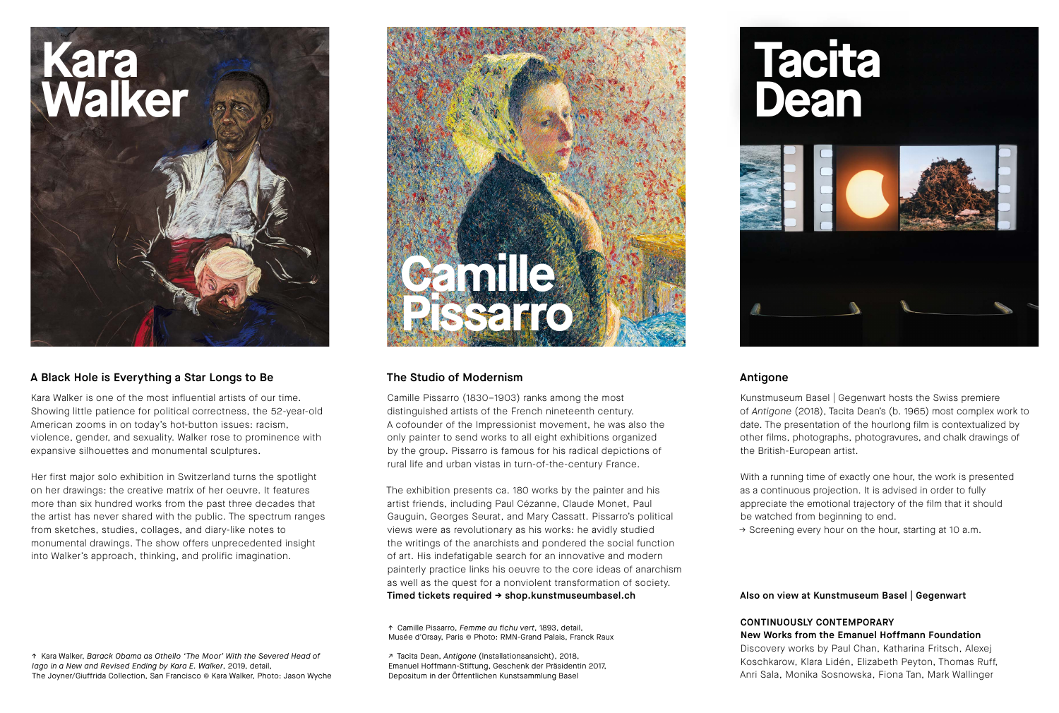# Kara Walker

## A Black Hole is Everything a Star Longs to Be

Kara Walker is one of the most influential artists of our time. Showing little patience for political correctness, the 52-year-old American zooms in on today's hot-button issues: racism, violence, gender, and sexuality. Walker rose to prominence with expansive silhouettes and monumental sculptures.

Her first major solo exhibition in Switzerland turns the spotlight on her drawings: the creative matrix of her oeuvre. It features more than six hundred works from the past three decades that the artist has never shared with the public. The spectrum ranges from sketches, studies, collages, and diary-like notes to monumental drawings. The show offers unprecedented insight into Walker's approach, thinking, and prolific imagination.

↑ Kara Walker, *Barack Obama as Othello 'The Moor' With the Severed Head of Iago in a New and Revised Ending by Kara E. Walker*, 2019, detail, The Joyner/Giuffrida Collection, San Francisco © Kara Walker, Photo: Jason Wyche

# Camille Pissarro

## The Studio of Modernism

Camille Pissarro (1830–1903) ranks among the most distinguished artists of the French nineteenth century. A cofounder of the Impressionist movement, he was also the only painter to send works to all eight exhibitions organized by the group. Pissarro is famous for his radical depictions of rural life and urban vistas in turn-of-the-century France.

The exhibition presents ca. 180 works by the painter and his artist friends, including Paul Cézanne, Claude Monet, Paul Gauguin, Georges Seurat, and Mary Cassatt. Pissarro's political views were as revolutionary as his works: he avidly studied the writings of the anarchists and pondered the social function of art. His indefatigable search for an innovative and modern painterly practice links his oeuvre to the core ideas of anarchism as well as the quest for a nonviolent transformation of society.

**Timed tickets required → shop.kunstmuseumbasel.ch**

↑ Camille Pissarro, *Femme au fichu vert*, 1893, detail, Musée d'Orsay, Paris © Photo: RMN-Grand Palais, Franck Raux

↗ Tacita Dean, *Antigone* (Installationsansicht), 2018, Emanuel Hoffmann-Stiftung, Geschenk der Präsidentin 2017, Depositum in der Öffentlichen Kunstsammlung Basel

# Tacita Dean

## Antigone

Kunstmuseum Basel | Gegenwart hosts the Swiss premiere of *Antigone* (2018), Tacita Dean's (b. 1965) most complex work to date. The presentation of the hourlong film is contextualized by other films, photographs, photogravures, and chalk drawings of the British-European artist.

With a running time of exactly one hour, the work is presented as a continuous projection. It is advised in order to fully appreciate the emotional trajectory of the film that it should be watched from beginning to end.

→ Screening every hour on the hour, starting at 10 a.m.

**Also on view at Kunstmuseum Basel | Gegenwart**

**CONTINUOUSLY CONTEMPORARY**
**New Works from the Emanuel Hoffmann Foundation**
Discovery works by Paul Chan, Katharina Fritsch, Alexej Koschkarow, Klara Lidén, Elizabeth Peyton, Thomas Ruff, Anri Sala, Monika Sosnowska, Fiona Tan, Mark Wallinger